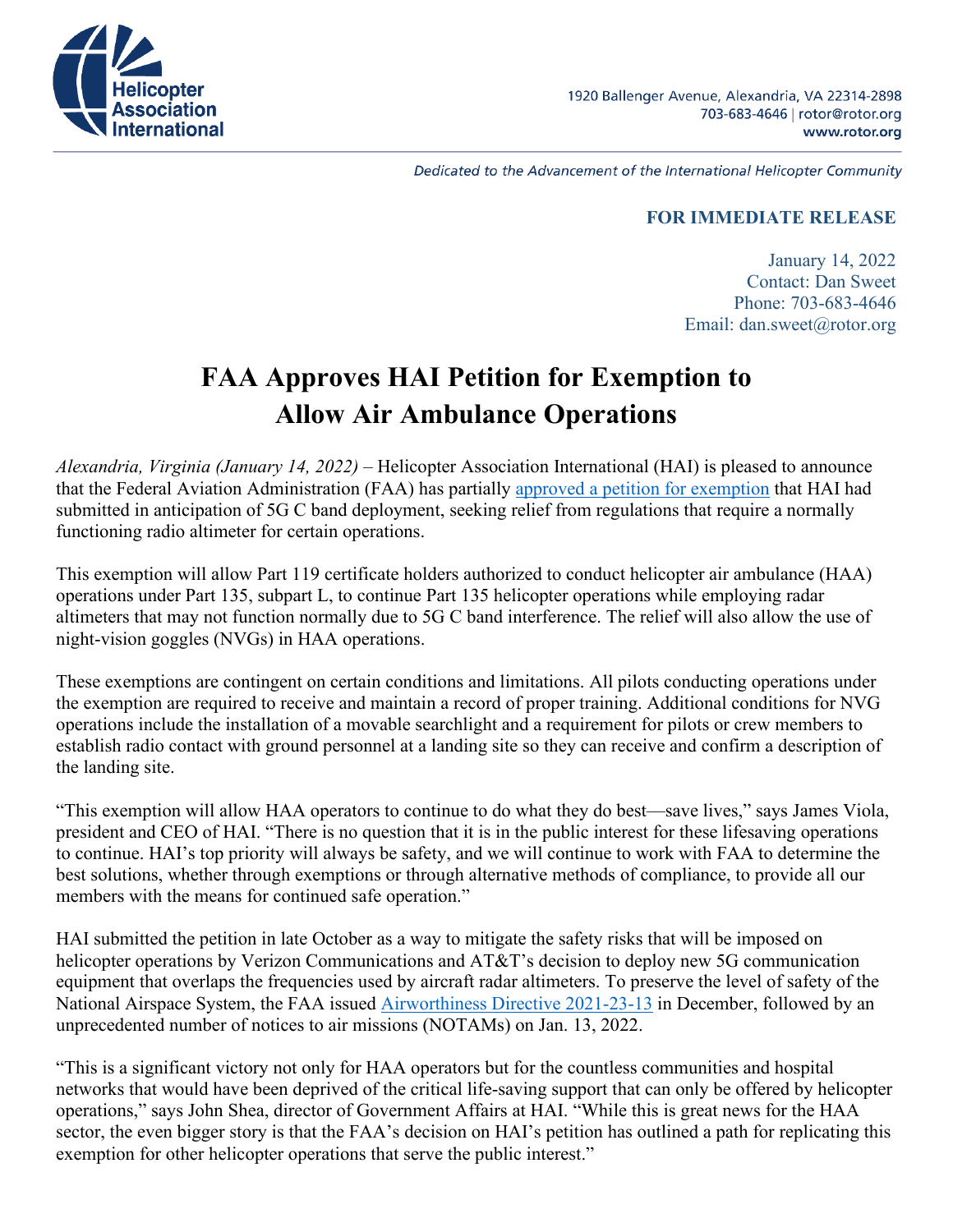**Helicopter Association International**

1920 Ballenger Avenue, Alexandria, VA 22314-2898
703-683-4646 | rotor@rotor.org
www.rotor.org

*Dedicated to the Advancement of the International Helicopter Community*

**FOR IMMEDIATE RELEASE**

January 14, 2022
Contact: Dan Sweet
Phone: 703-683-4646
Email: dan.sweet@rotor.org

# FAA Approves HAI Petition for Exemption to Allow Air Ambulance Operations

*Alexandria, Virginia (January 14, 2022)* – Helicopter Association International (HAI) is pleased to announce that the Federal Aviation Administration (FAA) has partially approved a petition for exemption that HAI had submitted in anticipation of 5G C band deployment, seeking relief from regulations that require a normally functioning radio altimeter for certain operations.

This exemption will allow Part 119 certificate holders authorized to conduct helicopter air ambulance (HAA) operations under Part 135, subpart L, to continue Part 135 helicopter operations while employing radar altimeters that may not function normally due to 5G C band interference. The relief will also allow the use of night-vision goggles (NVGs) in HAA operations.

These exemptions are contingent on certain conditions and limitations. All pilots conducting operations under the exemption are required to receive and maintain a record of proper training. Additional conditions for NVG operations include the installation of a movable searchlight and a requirement for pilots or crew members to establish radio contact with ground personnel at a landing site so they can receive and confirm a description of the landing site.

"This exemption will allow HAA operators to continue to do what they do best—save lives," says James Viola, president and CEO of HAI. "There is no question that it is in the public interest for these lifesaving operations to continue. HAI's top priority will always be safety, and we will continue to work with FAA to determine the best solutions, whether through exemptions or through alternative methods of compliance, to provide all our members with the means for continued safe operation."

HAI submitted the petition in late October as a way to mitigate the safety risks that will be imposed on helicopter operations by Verizon Communications and AT&T's decision to deploy new 5G communication equipment that overlaps the frequencies used by aircraft radar altimeters. To preserve the level of safety of the National Airspace System, the FAA issued Airworthiness Directive 2021-23-13 in December, followed by an unprecedented number of notices to air missions (NOTAMs) on Jan. 13, 2022.

"This is a significant victory not only for HAA operators but for the countless communities and hospital networks that would have been deprived of the critical life-saving support that can only be offered by helicopter operations," says John Shea, director of Government Affairs at HAI. "While this is great news for the HAA sector, the even bigger story is that the FAA's decision on HAI's petition has outlined a path for replicating this exemption for other helicopter operations that serve the public interest."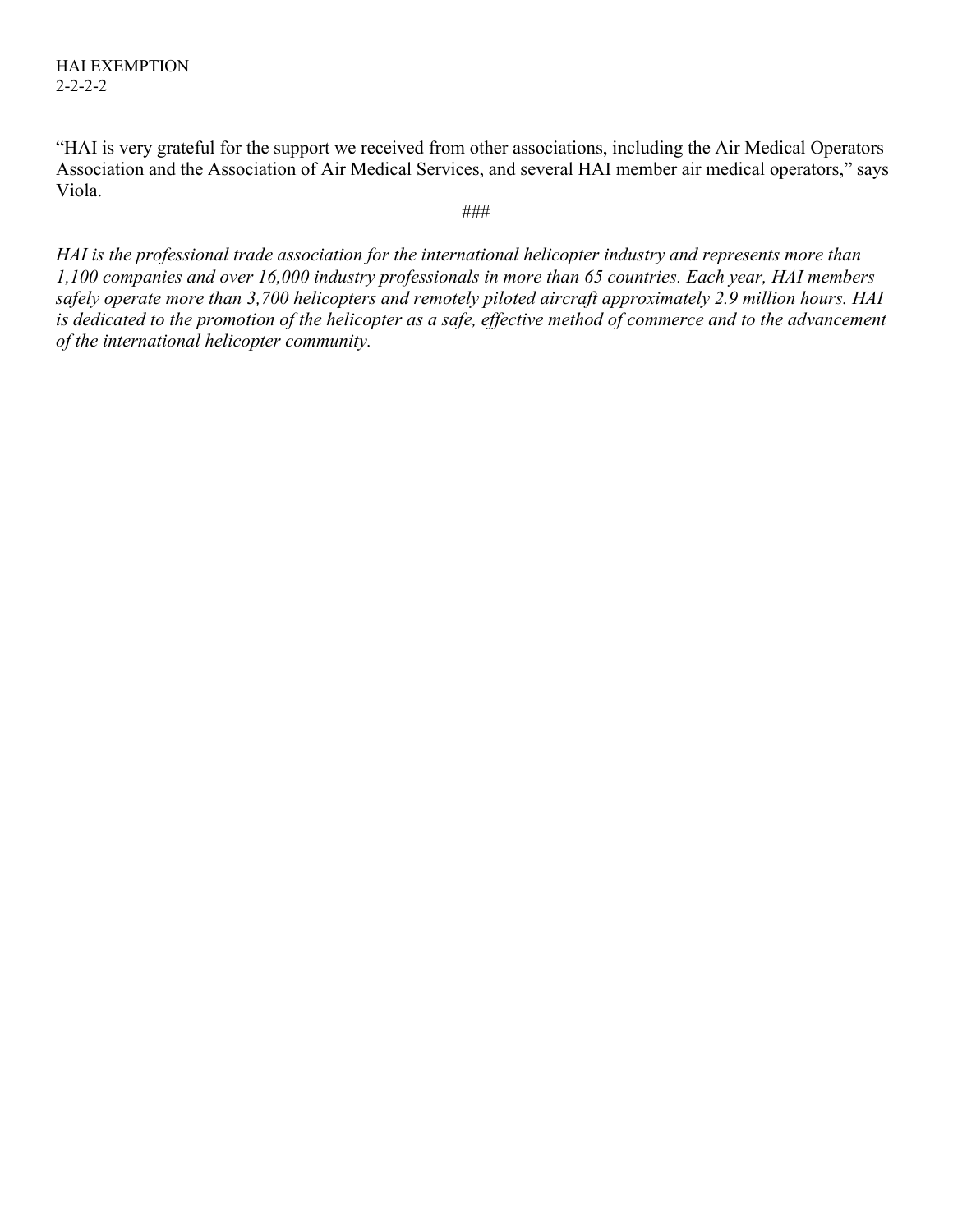"HAI is very grateful for the support we received from other associations, including the Air Medical Operators Association and the Association of Air Medical Services, and several HAI member air medical operators," says Viola.

###

*HAI is the professional trade association for the international helicopter industry and represents more than 1,100 companies and over 16,000 industry professionals in more than 65 countries. Each year, HAI members safely operate more than 3,700 helicopters and remotely piloted aircraft approximately 2.9 million hours. HAI is dedicated to the promotion of the helicopter as a safe, effective method of commerce and to the advancement of the international helicopter community.*